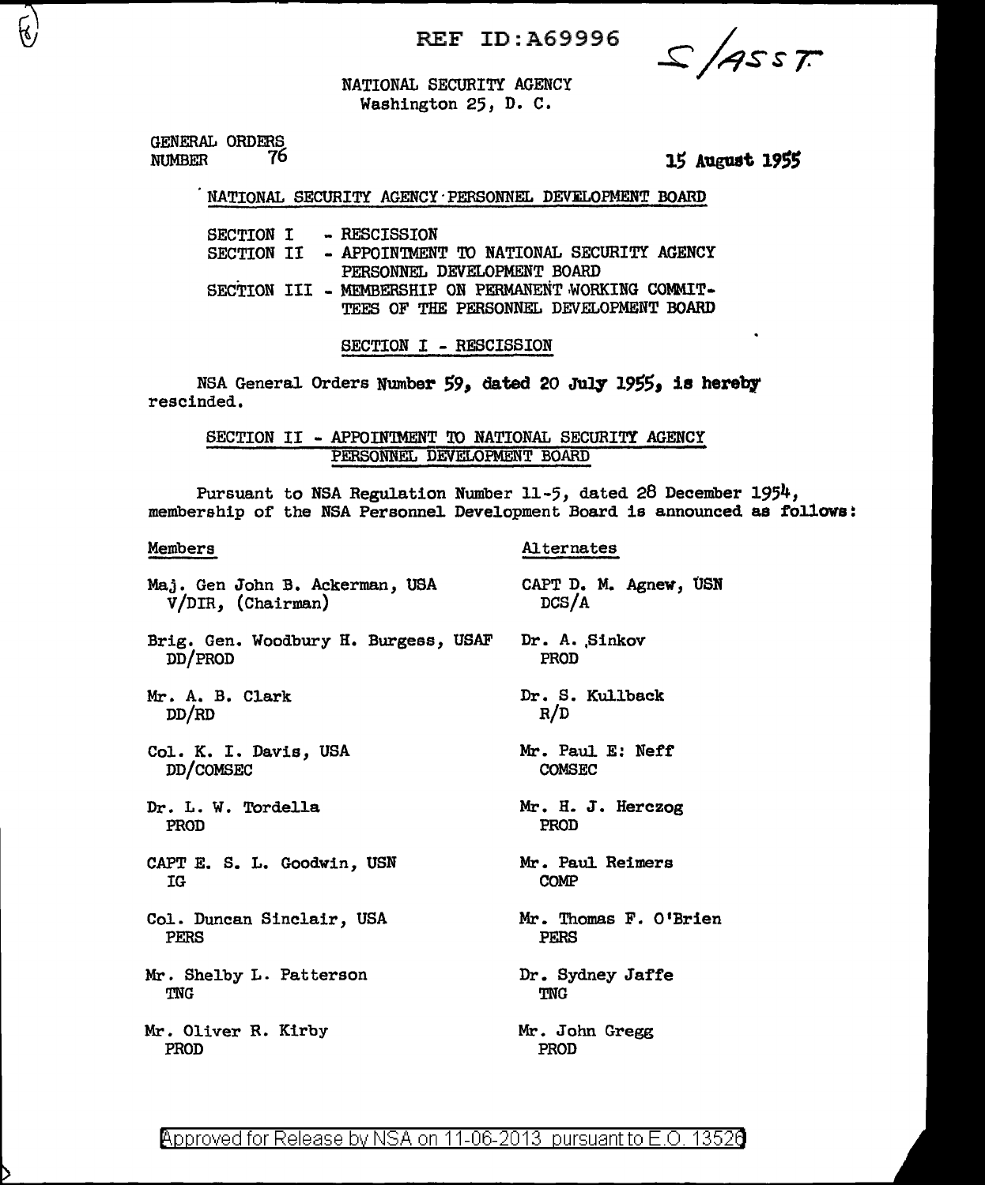REF ID:A69996

S/ASST

NATIONAL SECURITY AGENCY
Washington 25, D. C.

GENERAL ORDERS
NUMBER 76

15 August 1955

NATIONAL SECURITY AGENCY PERSONNEL DEVELOPMENT BOARD

SECTION I - RESCISSION
SECTION II - APPOINTMENT TO NATIONAL SECURITY AGENCY PERSONNEL DEVELOPMENT BOARD
SECTION III - MEMBERSHIP ON PERMANENT WORKING COMMITTEES OF THE PERSONNEL DEVELOPMENT BOARD

## SECTION I - RESCISSION

NSA General Orders Number 59, dated 20 July 1955, is hereby rescinded.

## SECTION II - APPOINTMENT TO NATIONAL SECURITY AGENCY PERSONNEL DEVELOPMENT BOARD

Pursuant to NSA Regulation Number 11-5, dated 28 December 1954, membership of the NSA Personnel Development Board is announced as follows:

| Members | Alternates |
|---|---|
| Maj. Gen John B. Ackerman, USA V/DIR, (Chairman) | CAPT D. M. Agnew, USN DCS/A |
| Brig. Gen. Woodbury H. Burgess, USAF DD/PROD | Dr. A. Sinkov PROD |
| Mr. A. B. Clark DD/RD | Dr. S. Kullback R/D |
| Col. K. I. Davis, USA DD/COMSEC | Mr. Paul E. Neff COMSEC |
| Dr. L. W. Tordella PROD | Mr. H. J. Herczog PROD |
| CAPT E. S. L. Goodwin, USN IG | Mr. Paul Reimers COMP |
| Col. Duncan Sinclair, USA PERS | Mr. Thomas F. O'Brien PERS |
| Mr. Shelby L. Patterson TNG | Dr. Sydney Jaffe TNG |
| Mr. Oliver R. Kirby PROD | Mr. John Gregg PROD |

Approved for Release by NSA on 11-06-2013 pursuant to E.O. 13526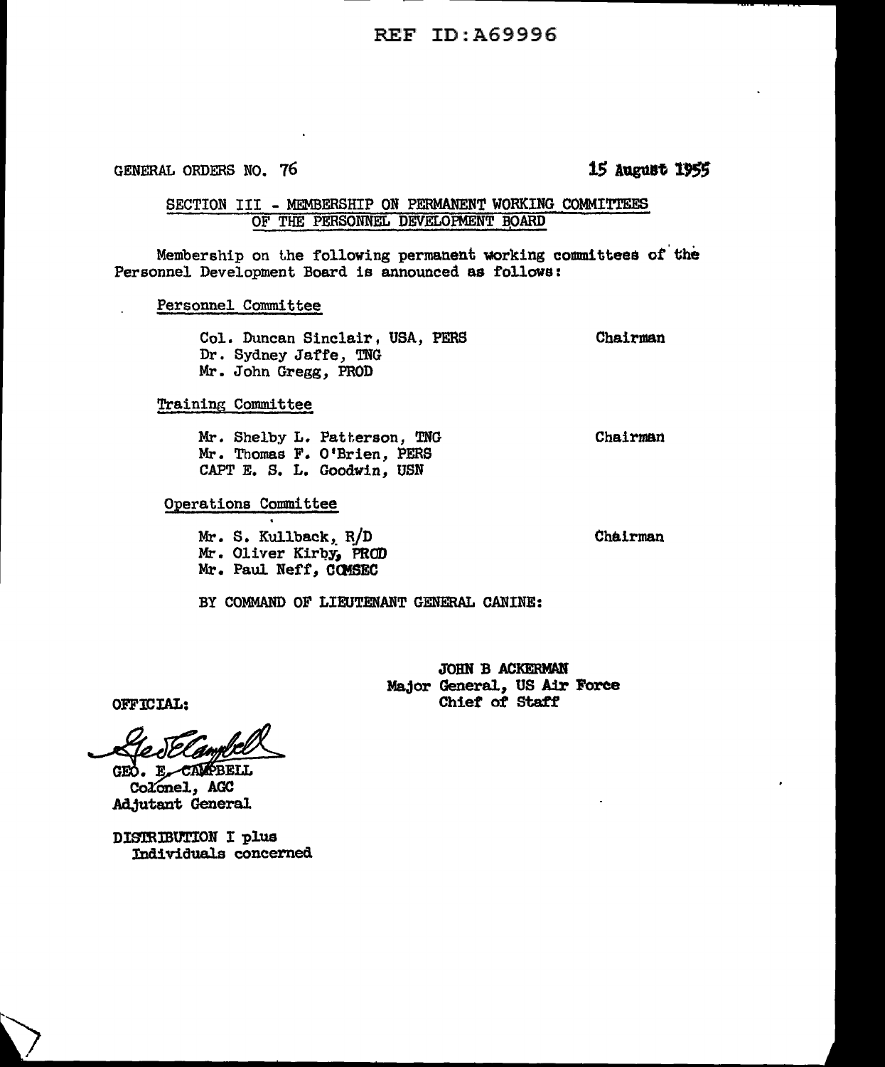REF ID:A69996

GENERAL ORDERS NO. 76 15 August 1955

## SECTION III - MEMBERSHIP ON PERMANENT WORKING COMMITTEES OF THE PERSONNEL DEVELOPMENT BOARD

Membership on the following permanent working committees of the Personnel Development Board is announced as follows:

Personnel Committee

| | |
|---|---|
| Col. Duncan Sinclair, USA, PERS | Chairman |
| Dr. Sydney Jaffe, TNG | |
| Mr. John Gregg, PROD | |

Training Committee

| | |
|---|---|
| Mr. Shelby L. Patterson, TNG | Chairman |
| Mr. Thomas F. O'Brien, PERS | |
| CAPT E. S. L. Goodwin, USN | |

Operations Committee

| | |
|---|---|
| Mr. S. Kullback, R/D | Chairman |
| Mr. Oliver Kirby, PROD | |
| Mr. Paul Neff, COMSEC | |

BY COMMAND OF LIEUTENANT GENERAL CANINE:

JOHN B ACKERMAN
Major General, US Air Force
Chief of Staff

OFFICIAL:

Geo E Campbell
GEO. E. CAMPBELL
Colonel, AGC
Adjutant General

DISTRIBUTION I plus
Individuals concerned